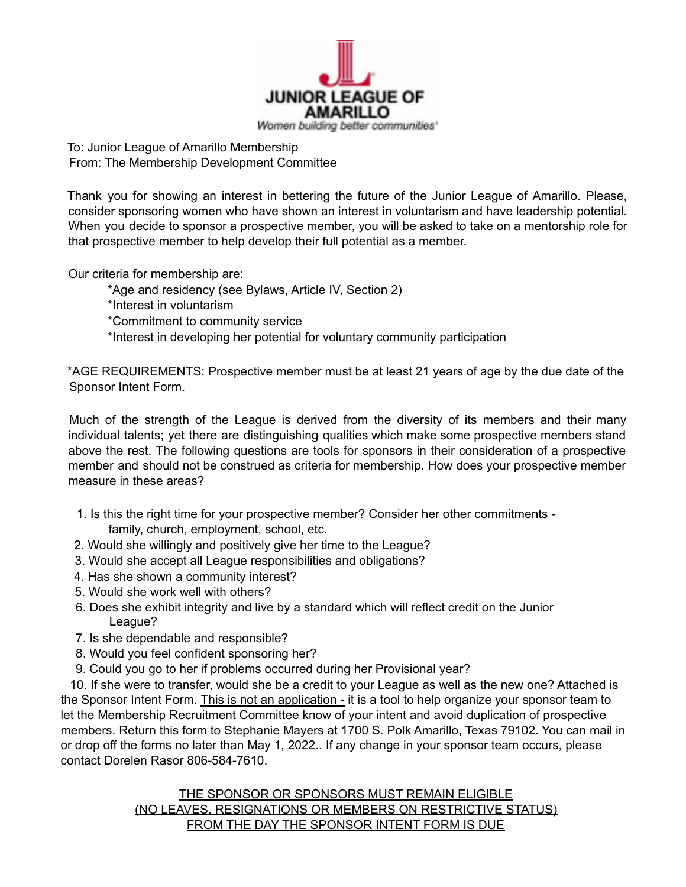JUNIOR LEAGUE OF AMARILLO

*Women building better communities*

To: Junior League of Amarillo Membership
From: The Membership Development Committee

Thank you for showing an interest in bettering the future of the Junior League of Amarillo. Please, consider sponsoring women who have shown an interest in voluntarism and have leadership potential. When you decide to sponsor a prospective member, you will be asked to take on a mentorship role for that prospective member to help develop their full potential as a member.

Our criteria for membership are:

*Age and residency (see Bylaws, Article IV, Section 2)
*Interest in voluntarism
*Commitment to community service
*Interest in developing her potential for voluntary community participation

*AGE REQUIREMENTS: Prospective member must be at least 21 years of age by the due date of the Sponsor Intent Form.

Much of the strength of the League is derived from the diversity of its members and their many individual talents; yet there are distinguishing qualities which make some prospective members stand above the rest. The following questions are tools for sponsors in their consideration of a prospective member and should not be construed as criteria for membership. How does your prospective member measure in these areas?

1. Is this the right time for your prospective member? Consider her other commitments - family, church, employment, school, etc.
2. Would she willingly and positively give her time to the League?
3. Would she accept all League responsibilities and obligations?
4. Has she shown a community interest?
5. Would she work well with others?
6. Does she exhibit integrity and live by a standard which will reflect credit on the Junior League?
7. Is she dependable and responsible?
8. Would you feel confident sponsoring her?
9. Could you go to her if problems occurred during her Provisional year?
10. If she were to transfer, would she be a credit to your League as well as the new one? Attached is the Sponsor Intent Form. <u>This is not an application -</u> it is a tool to help organize your sponsor team to let the Membership Recruitment Committee know of your intent and avoid duplication of prospective members. Return this form to Stephanie Mayers at 1700 S. Polk Amarillo, Texas 79102. You can mail in or drop off the forms no later than May 1, 2022.. If any change in your sponsor team occurs, please contact Dorelen Rasor 806-584-7610.

<u>THE SPONSOR OR SPONSORS MUST REMAIN ELIGIBLE
(NO LEAVES, RESIGNATIONS OR MEMBERS ON RESTRICTIVE STATUS)
FROM THE DAY THE SPONSOR INTENT FORM IS DUE</u>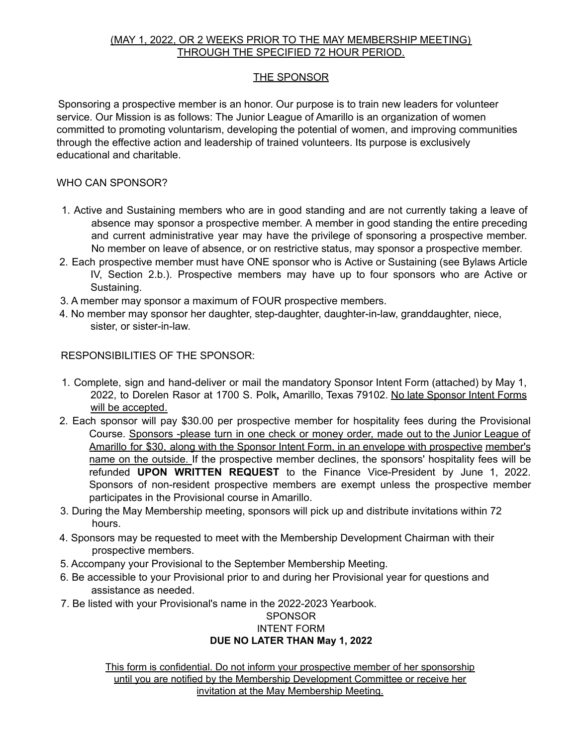(MAY 1, 2022, OR 2 WEEKS PRIOR TO THE MAY MEMBERSHIP MEETING) THROUGH THE SPECIFIED 72 HOUR PERIOD.

## THE SPONSOR

Sponsoring a prospective member is an honor. Our purpose is to train new leaders for volunteer service. Our Mission is as follows: The Junior League of Amarillo is an organization of women committed to promoting voluntarism, developing the potential of women, and improving communities through the effective action and leadership of trained volunteers. Its purpose is exclusively educational and charitable.

WHO CAN SPONSOR?

1. Active and Sustaining members who are in good standing and are not currently taking a leave of absence may sponsor a prospective member. A member in good standing the entire preceding and current administrative year may have the privilege of sponsoring a prospective member. No member on leave of absence, or on restrictive status, may sponsor a prospective member.
2. Each prospective member must have ONE sponsor who is Active or Sustaining (see Bylaws Article IV, Section 2.b.). Prospective members may have up to four sponsors who are Active or Sustaining.
3. A member may sponsor a maximum of FOUR prospective members.
4. No member may sponsor her daughter, step-daughter, daughter-in-law, granddaughter, niece, sister, or sister-in-law.

RESPONSIBILITIES OF THE SPONSOR:

1. Complete, sign and hand-deliver or mail the mandatory Sponsor Intent Form (attached) by May 1, 2022, to Dorelen Rasor at 1700 S. Polk**,** Amarillo, Texas 79102. No late Sponsor Intent Forms will be accepted.
2. Each sponsor will pay $30.00 per prospective member for hospitality fees during the Provisional Course. Sponsors -please turn in one check or money order, made out to the Junior League of Amarillo for $30, along with the Sponsor Intent Form, in an envelope with prospective member's name on the outside. If the prospective member declines, the sponsors' hospitality fees will be refunded **UPON WRITTEN REQUEST** to the Finance Vice-President by June 1, 2022. Sponsors of non-resident prospective members are exempt unless the prospective member participates in the Provisional course in Amarillo.
3. During the May Membership meeting, sponsors will pick up and distribute invitations within 72 hours.
4. Sponsors may be requested to meet with the Membership Development Chairman with their prospective members.
5. Accompany your Provisional to the September Membership Meeting.
6. Be accessible to your Provisional prior to and during her Provisional year for questions and assistance as needed.
7. Be listed with your Provisional's name in the 2022-2023 Yearbook.

SPONSOR
INTENT FORM
**DUE NO LATER THAN May 1, 2022**

This form is confidential. Do not inform your prospective member of her sponsorship until you are notified by the Membership Development Committee or receive her invitation at the May Membership Meeting.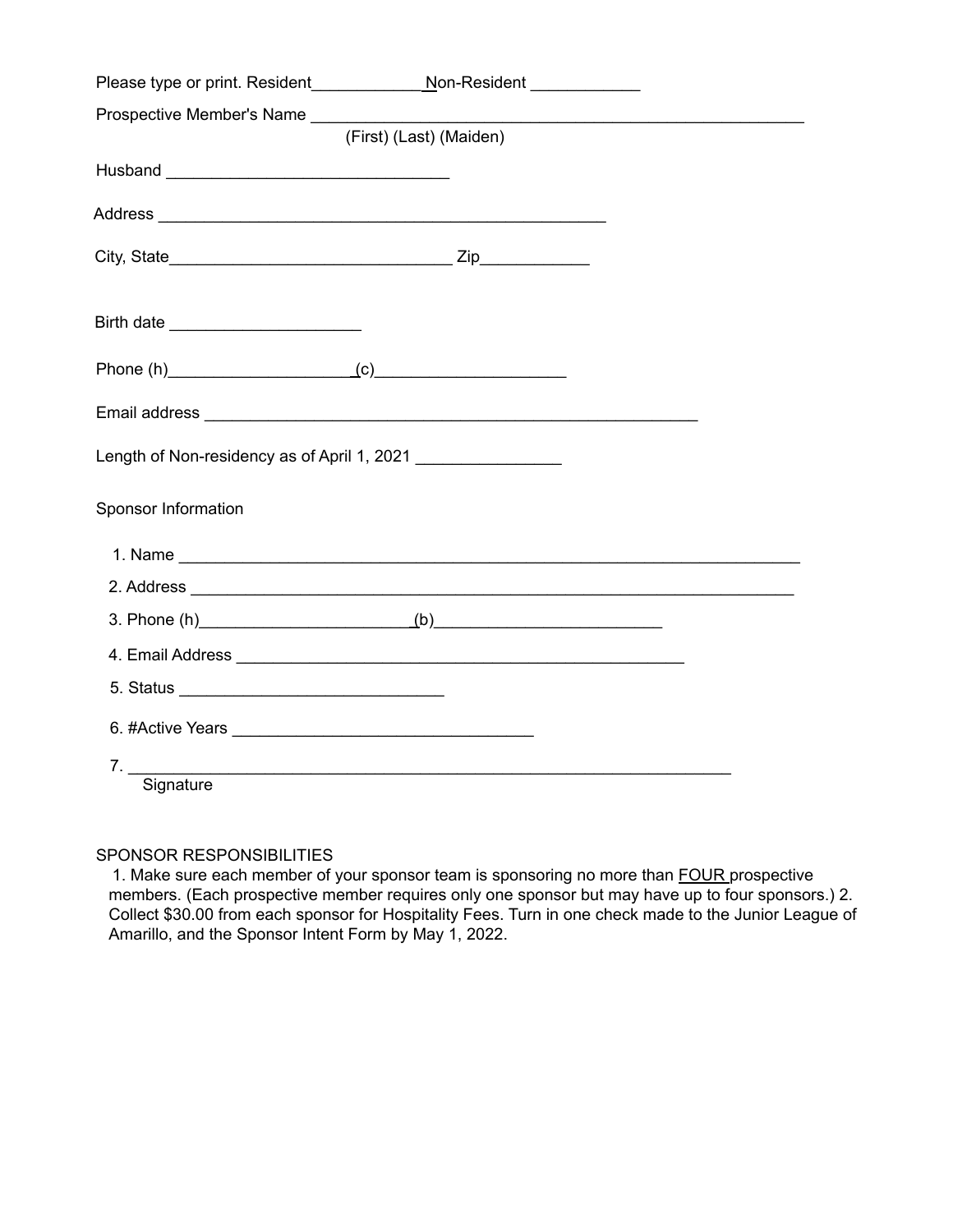Please type or print. Resident____________ Non-Resident ____________

Prospective Member's Name _______________________________________________________
(First) (Last) (Maiden)

Husband _______________________________

Address __________________________________________________

City, State_______________________________ Zip____________

Birth date _____________________

Phone (h)____________________(c)_____________________

Email address _______________________________________________________

Length of Non-residency as of April 1, 2021 ________________

Sponsor Information

1. Name ______________________________________________________________________
2. Address ____________________________________________________________________
3. Phone (h)_______________________(b)_________________________
4. Email Address __________________________________________________
5. Status _____________________________
6. #Active Years _________________________________
7. ______________________________________________________________________
   Signature

SPONSOR RESPONSIBILITIES

1. Make sure each member of your sponsor team is sponsoring no more than FOUR prospective members. (Each prospective member requires only one sponsor but may have up to four sponsors.) 2. Collect $30.00 from each sponsor for Hospitality Fees. Turn in one check made to the Junior League of Amarillo, and the Sponsor Intent Form by May 1, 2022.